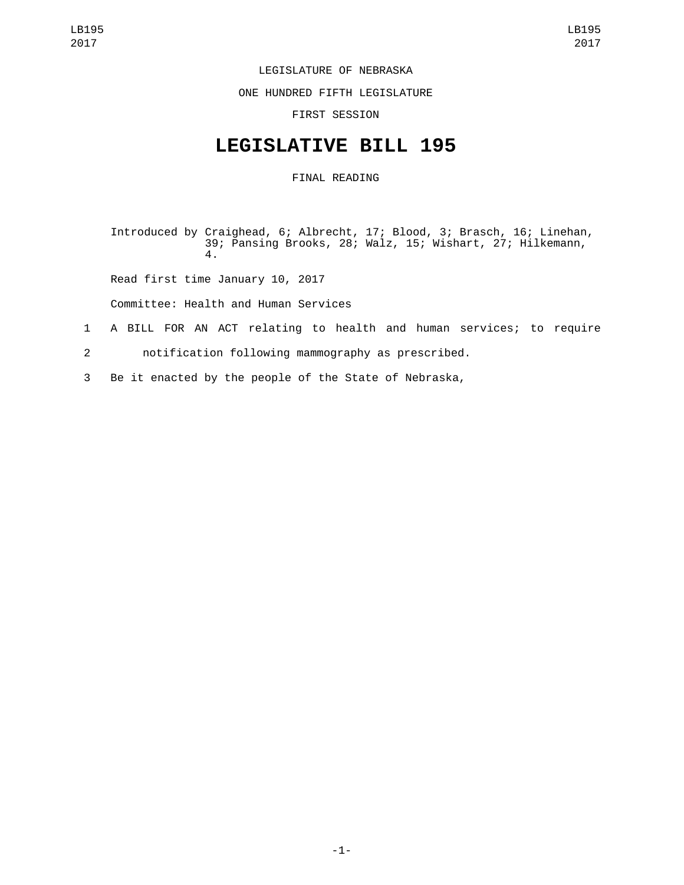LEGISLATURE OF NEBRASKA

ONE HUNDRED FIFTH LEGISLATURE

FIRST SESSION

# LEGISLATIVE BILL 195

FINAL READING

Introduced by Craighead, 6; Albrecht, 17; Blood, 3; Brasch, 16; Linehan, 39; Pansing Brooks, 28; Walz, 15; Wishart, 27; Hilkemann, 4.

Read first time January 10, 2017

Committee: Health and Human Services

1 A BILL FOR AN ACT relating to health and human services; to require
2 notification following mammography as prescribed.
3 Be it enacted by the people of the State of Nebraska,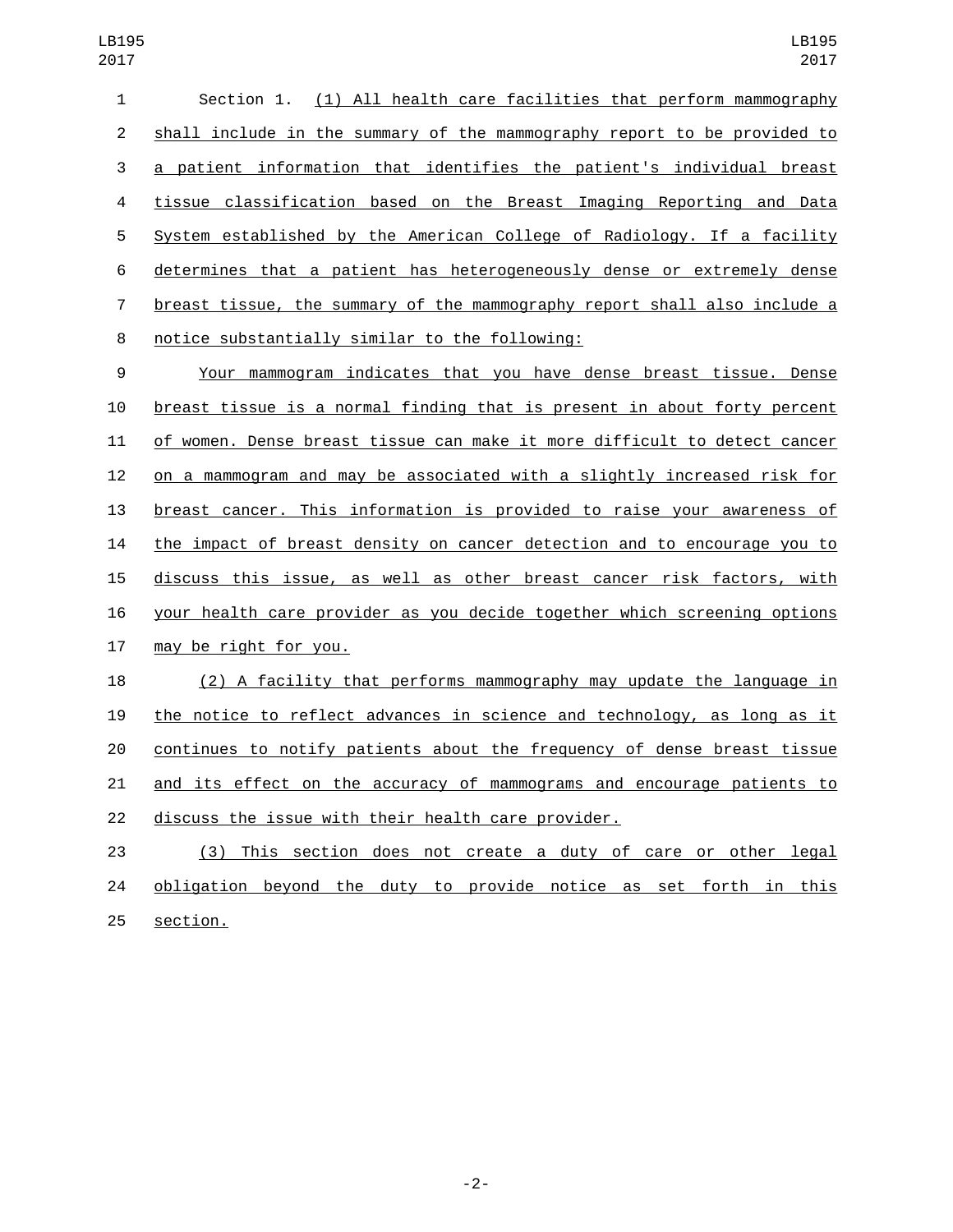Section 1. (1) All health care facilities that perform mammography shall include in the summary of the mammography report to be provided to a patient information that identifies the patient's individual breast tissue classification based on the Breast Imaging Reporting and Data System established by the American College of Radiology. If a facility determines that a patient has heterogeneously dense or extremely dense breast tissue, the summary of the mammography report shall also include a notice substantially similar to the following:

Your mammogram indicates that you have dense breast tissue. Dense breast tissue is a normal finding that is present in about forty percent of women. Dense breast tissue can make it more difficult to detect cancer on a mammogram and may be associated with a slightly increased risk for breast cancer. This information is provided to raise your awareness of the impact of breast density on cancer detection and to encourage you to discuss this issue, as well as other breast cancer risk factors, with your health care provider as you decide together which screening options may be right for you.

(2) A facility that performs mammography may update the language in the notice to reflect advances in science and technology, as long as it continues to notify patients about the frequency of dense breast tissue and its effect on the accuracy of mammograms and encourage patients to discuss the issue with their health care provider.

(3) This section does not create a duty of care or other legal obligation beyond the duty to provide notice as set forth in this section.